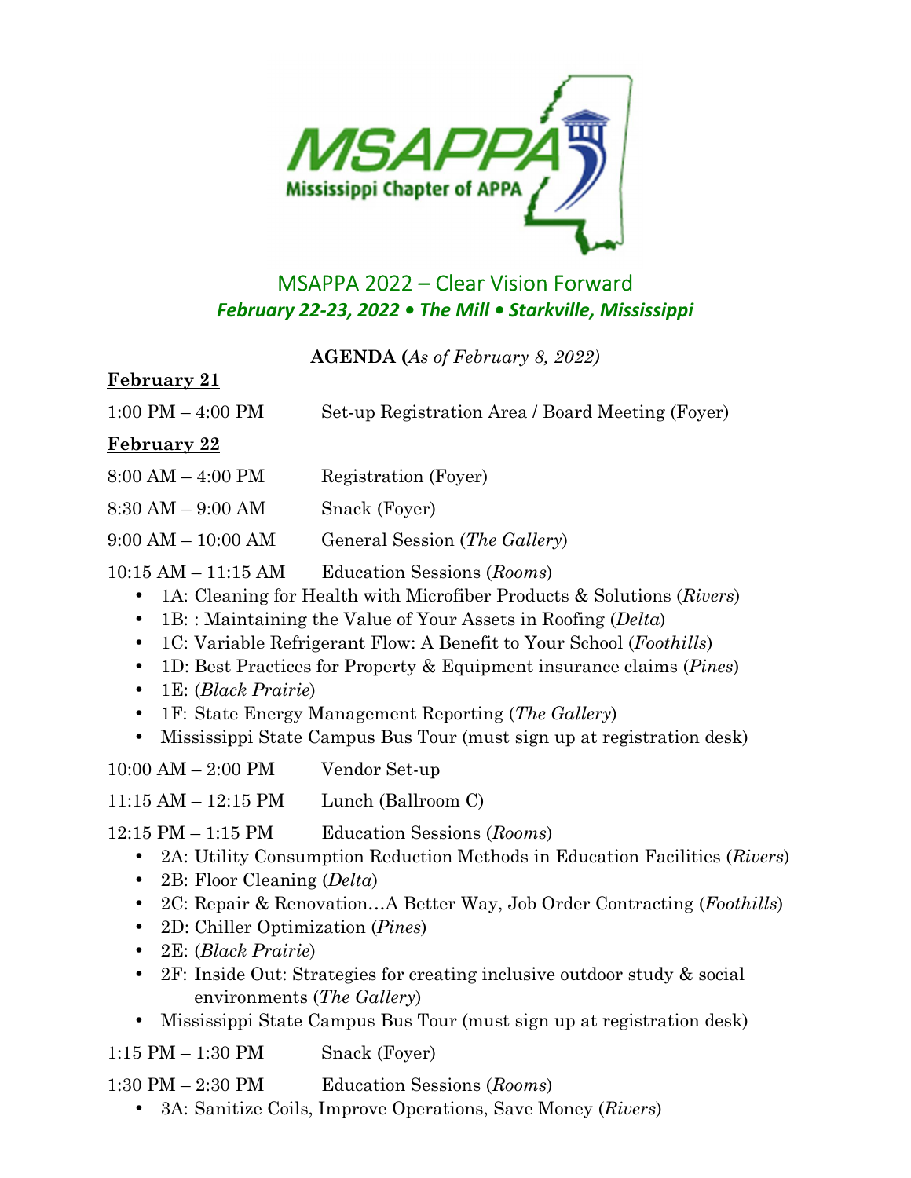MSAPPA
Mississippi Chapter of APPA

# MSAPPA 2022 – Clear Vision Forward

***February 22-23, 2022 • The Mill • Starkville, Mississippi***

**AGENDA (***As of February 8, 2022)*

**February 21**

1:00 PM – 4:00 PM Set-up Registration Area / Board Meeting (Foyer)

**February 22**

8:00 AM – 4:00 PM Registration (Foyer)

8:30 AM – 9:00 AM Snack (Foyer)

9:00 AM – 10:00 AM General Session (*The Gallery*)

10:15 AM – 11:15 AM Education Sessions (*Rooms*)

- 1A: Cleaning for Health with Microfiber Products & Solutions (*Rivers*)
- 1B: : Maintaining the Value of Your Assets in Roofing (*Delta*)
- 1C: Variable Refrigerant Flow: A Benefit to Your School (*Foothills*)
- 1D: Best Practices for Property & Equipment insurance claims (*Pines*)
- 1E: (*Black Prairie*)
- 1F: State Energy Management Reporting (*The Gallery*)
- Mississippi State Campus Bus Tour (must sign up at registration desk)

10:00 AM – 2:00 PM Vendor Set-up

11:15 AM – 12:15 PM Lunch (Ballroom C)

12:15 PM – 1:15 PM Education Sessions (*Rooms*)

- 2A: Utility Consumption Reduction Methods in Education Facilities (*Rivers*)
- 2B: Floor Cleaning (*Delta*)
- 2C: Repair & Renovation…A Better Way, Job Order Contracting (*Foothills*)
- 2D: Chiller Optimization (*Pines*)
- 2E: (*Black Prairie*)
- 2F: Inside Out: Strategies for creating inclusive outdoor study & social environments (*The Gallery*)
- Mississippi State Campus Bus Tour (must sign up at registration desk)

1:15 PM – 1:30 PM Snack (Foyer)

1:30 PM – 2:30 PM Education Sessions (*Rooms*)

- 3A: Sanitize Coils, Improve Operations, Save Money (*Rivers*)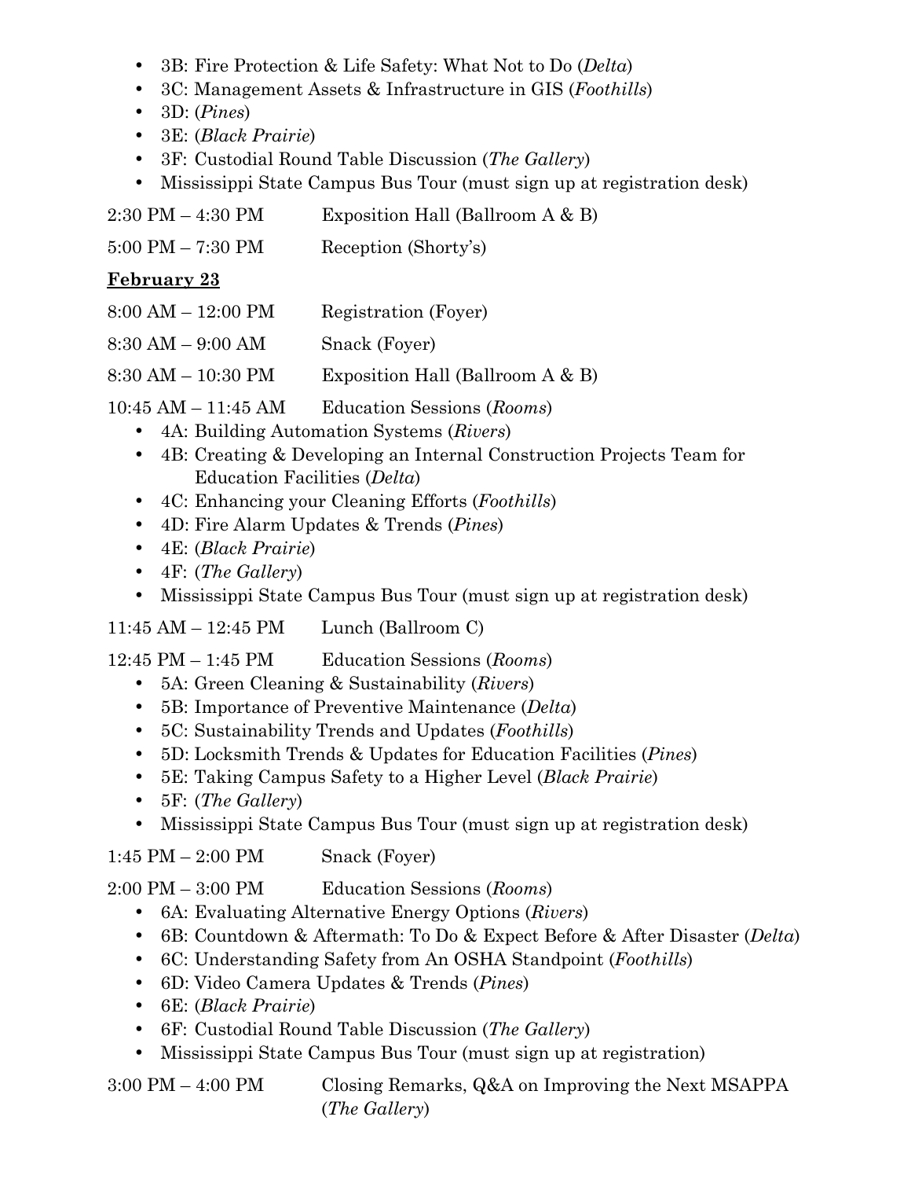- 3B: Fire Protection & Life Safety: What Not to Do (*Delta*)
- 3C: Management Assets & Infrastructure in GIS (*Foothills*)
- 3D: (*Pines*)
- 3E: (*Black Prairie*)
- 3F: Custodial Round Table Discussion (*The Gallery*)
- Mississippi State Campus Bus Tour (must sign up at registration desk)

2:30 PM – 4:30 PM Exposition Hall (Ballroom A & B)

5:00 PM – 7:30 PM Reception (Shorty's)

**February 23**

8:00 AM – 12:00 PM Registration (Foyer)

8:30 AM – 9:00 AM Snack (Foyer)

8:30 AM – 10:30 PM Exposition Hall (Ballroom A & B)

10:45 AM – 11:45 AM Education Sessions (*Rooms*)

- 4A: Building Automation Systems (*Rivers*)
- 4B: Creating & Developing an Internal Construction Projects Team for Education Facilities (*Delta*)
- 4C: Enhancing your Cleaning Efforts (*Foothills*)
- 4D: Fire Alarm Updates & Trends (*Pines*)
- 4E: (*Black Prairie*)
- 4F: (*The Gallery*)
- Mississippi State Campus Bus Tour (must sign up at registration desk)

11:45 AM – 12:45 PM Lunch (Ballroom C)

12:45 PM – 1:45 PM Education Sessions (*Rooms*)

- 5A: Green Cleaning & Sustainability (*Rivers*)
- 5B: Importance of Preventive Maintenance (*Delta*)
- 5C: Sustainability Trends and Updates (*Foothills*)
- 5D: Locksmith Trends & Updates for Education Facilities (*Pines*)
- 5E: Taking Campus Safety to a Higher Level (*Black Prairie*)
- 5F: (*The Gallery*)
- Mississippi State Campus Bus Tour (must sign up at registration desk)

1:45 PM – 2:00 PM Snack (Foyer)

2:00 PM – 3:00 PM Education Sessions (*Rooms*)

- 6A: Evaluating Alternative Energy Options (*Rivers*)
- 6B: Countdown & Aftermath: To Do & Expect Before & After Disaster (*Delta*)
- 6C: Understanding Safety from An OSHA Standpoint (*Foothills*)
- 6D: Video Camera Updates & Trends (*Pines*)
- 6E: (*Black Prairie*)
- 6F: Custodial Round Table Discussion (*The Gallery*)
- Mississippi State Campus Bus Tour (must sign up at registration)

3:00 PM – 4:00 PM Closing Remarks, Q&A on Improving the Next MSAPPA (*The Gallery*)